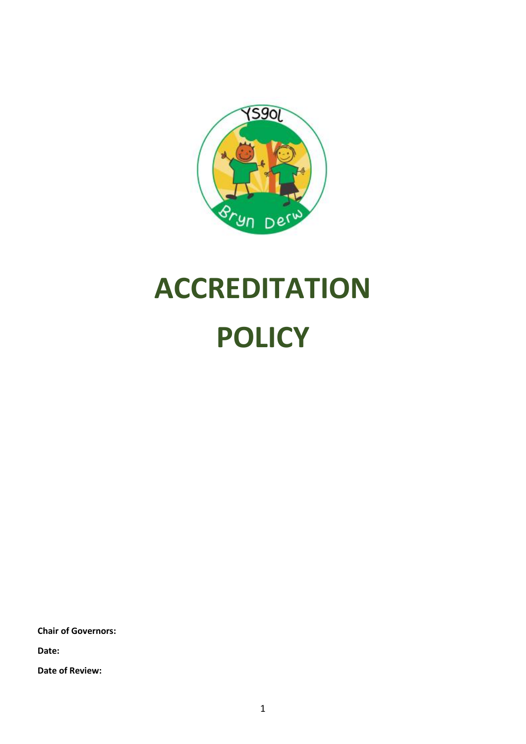# ACCREDITATION POLICY

**Chair of Governors:**

**Date:**

**Date of Review:**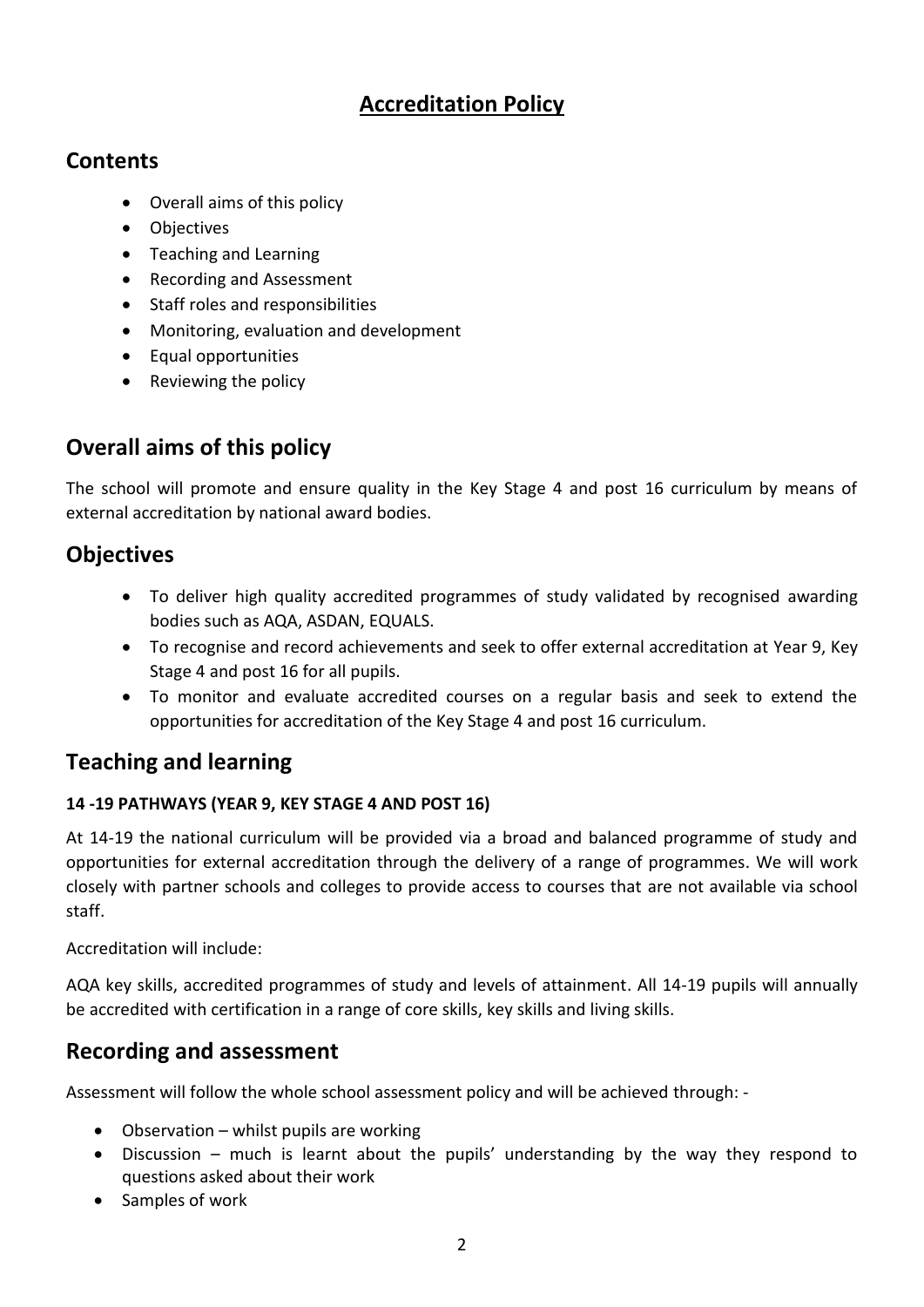# Accreditation Policy

## Contents

- Overall aims of this policy
- Objectives
- Teaching and Learning
- Recording and Assessment
- Staff roles and responsibilities
- Monitoring, evaluation and development
- Equal opportunities
- Reviewing the policy

## Overall aims of this policy

The school will promote and ensure quality in the Key Stage 4 and post 16 curriculum by means of external accreditation by national award bodies.

## Objectives

- To deliver high quality accredited programmes of study validated by recognised awarding bodies such as AQA, ASDAN, EQUALS.
- To recognise and record achievements and seek to offer external accreditation at Year 9, Key Stage 4 and post 16 for all pupils.
- To monitor and evaluate accredited courses on a regular basis and seek to extend the opportunities for accreditation of the Key Stage 4 and post 16 curriculum.

## Teaching and learning

### 14 -19 PATHWAYS (YEAR 9, KEY STAGE 4 AND POST 16)

At 14-19 the national curriculum will be provided via a broad and balanced programme of study and opportunities for external accreditation through the delivery of a range of programmes. We will work closely with partner schools and colleges to provide access to courses that are not available via school staff.

Accreditation will include:

AQA key skills, accredited programmes of study and levels of attainment. All 14-19 pupils will annually be accredited with certification in a range of core skills, key skills and living skills.

## Recording and assessment

Assessment will follow the whole school assessment policy and will be achieved through: -

- Observation – whilst pupils are working
- Discussion – much is learnt about the pupils' understanding by the way they respond to questions asked about their work
- Samples of work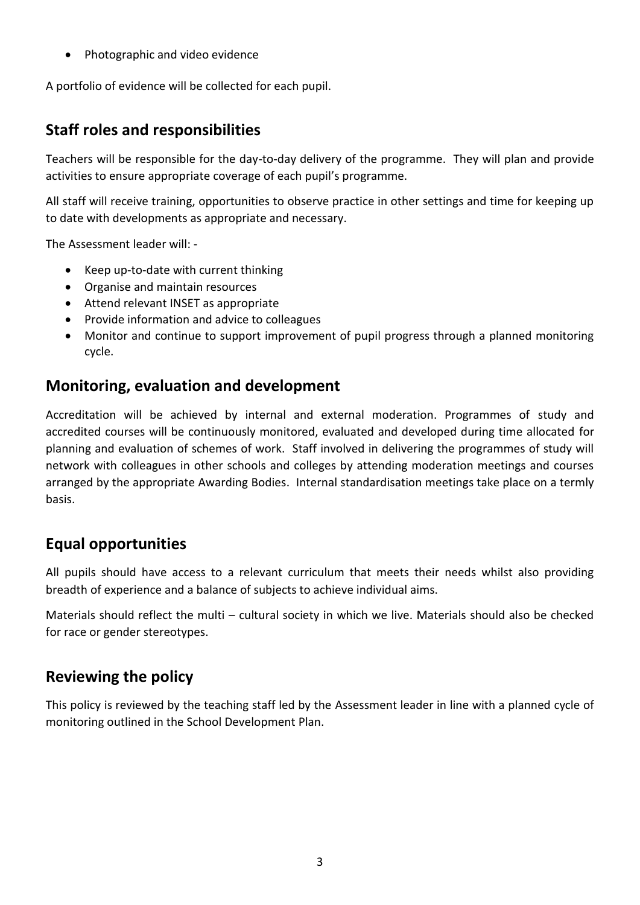- Photographic and video evidence

A portfolio of evidence will be collected for each pupil.

## Staff roles and responsibilities

Teachers will be responsible for the day-to-day delivery of the programme. They will plan and provide activities to ensure appropriate coverage of each pupil's programme.

All staff will receive training, opportunities to observe practice in other settings and time for keeping up to date with developments as appropriate and necessary.

The Assessment leader will: -

- Keep up-to-date with current thinking
- Organise and maintain resources
- Attend relevant INSET as appropriate
- Provide information and advice to colleagues
- Monitor and continue to support improvement of pupil progress through a planned monitoring cycle.

## Monitoring, evaluation and development

Accreditation will be achieved by internal and external moderation. Programmes of study and accredited courses will be continuously monitored, evaluated and developed during time allocated for planning and evaluation of schemes of work. Staff involved in delivering the programmes of study will network with colleagues in other schools and colleges by attending moderation meetings and courses arranged by the appropriate Awarding Bodies. Internal standardisation meetings take place on a termly basis.

## Equal opportunities

All pupils should have access to a relevant curriculum that meets their needs whilst also providing breadth of experience and a balance of subjects to achieve individual aims.

Materials should reflect the multi – cultural society in which we live. Materials should also be checked for race or gender stereotypes.

## Reviewing the policy

This policy is reviewed by the teaching staff led by the Assessment leader in line with a planned cycle of monitoring outlined in the School Development Plan.